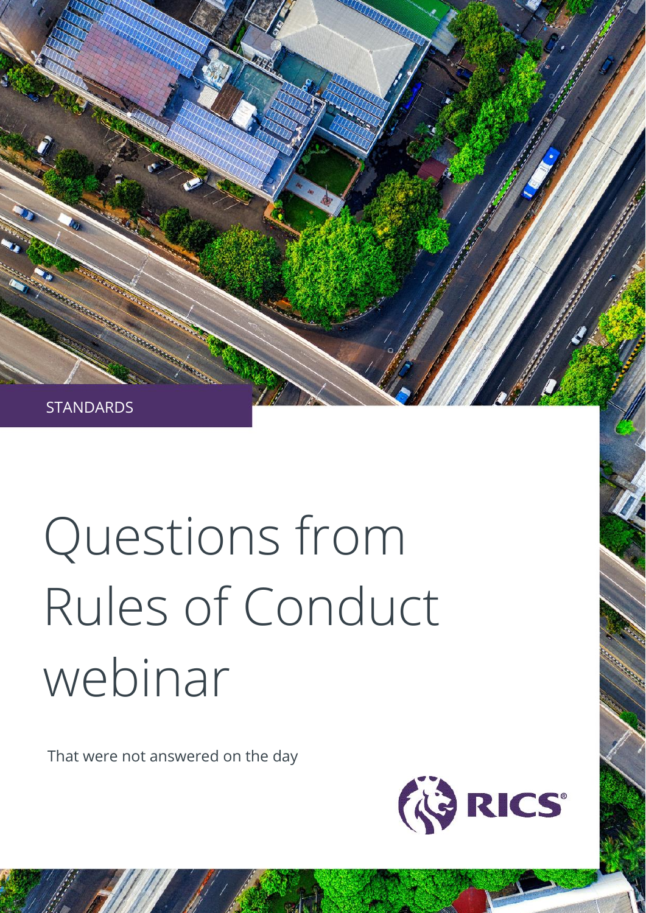STANDARDS

# Questions from Rules of Conduct webinar

That were not answered on the day

RICS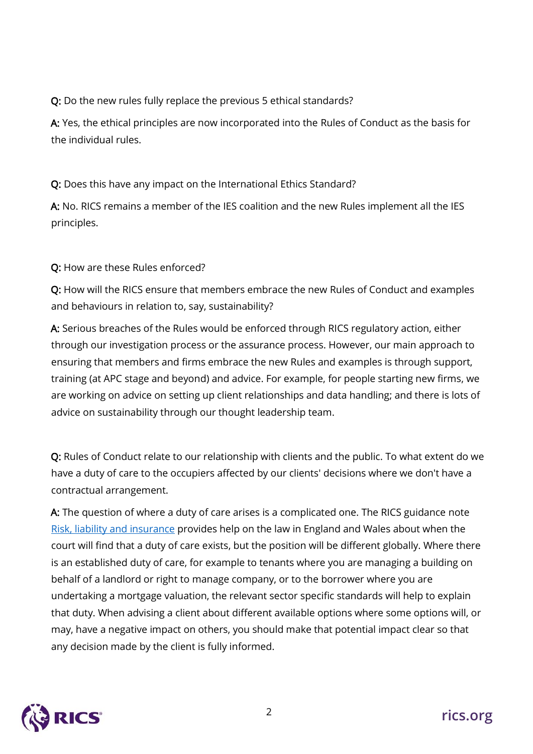**Q:** Do the new rules fully replace the previous 5 ethical standards?

**A:** Yes, the ethical principles are now incorporated into the Rules of Conduct as the basis for the individual rules.

**Q:** Does this have any impact on the International Ethics Standard?

**A:** No. RICS remains a member of the IES coalition and the new Rules implement all the IES principles.

**Q:** How are these Rules enforced?

**Q:** How will the RICS ensure that members embrace the new Rules of Conduct and examples and behaviours in relation to, say, sustainability?

**A:** Serious breaches of the Rules would be enforced through RICS regulatory action, either through our investigation process or the assurance process. However, our main approach to ensuring that members and firms embrace the new Rules and examples is through support, training (at APC stage and beyond) and advice. For example, for people starting new firms, we are working on advice on setting up client relationships and data handling; and there is lots of advice on sustainability through our thought leadership team.

**Q:** Rules of Conduct relate to our relationship with clients and the public. To what extent do we have a duty of care to the occupiers affected by our clients' decisions where we don't have a contractual arrangement.

**A:** The question of where a duty of care arises is a complicated one. The RICS guidance note [Risk, liability and insurance]() provides help on the law in England and Wales about when the court will find that a duty of care exists, but the position will be different globally. Where there is an established duty of care, for example to tenants where you are managing a building on behalf of a landlord or right to manage company, or to the borrower where you are undertaking a mortgage valuation, the relevant sector specific standards will help to explain that duty. When advising a client about different available options where some options will, or may, have a negative impact on others, you should make that potential impact clear so that any decision made by the client is fully informed.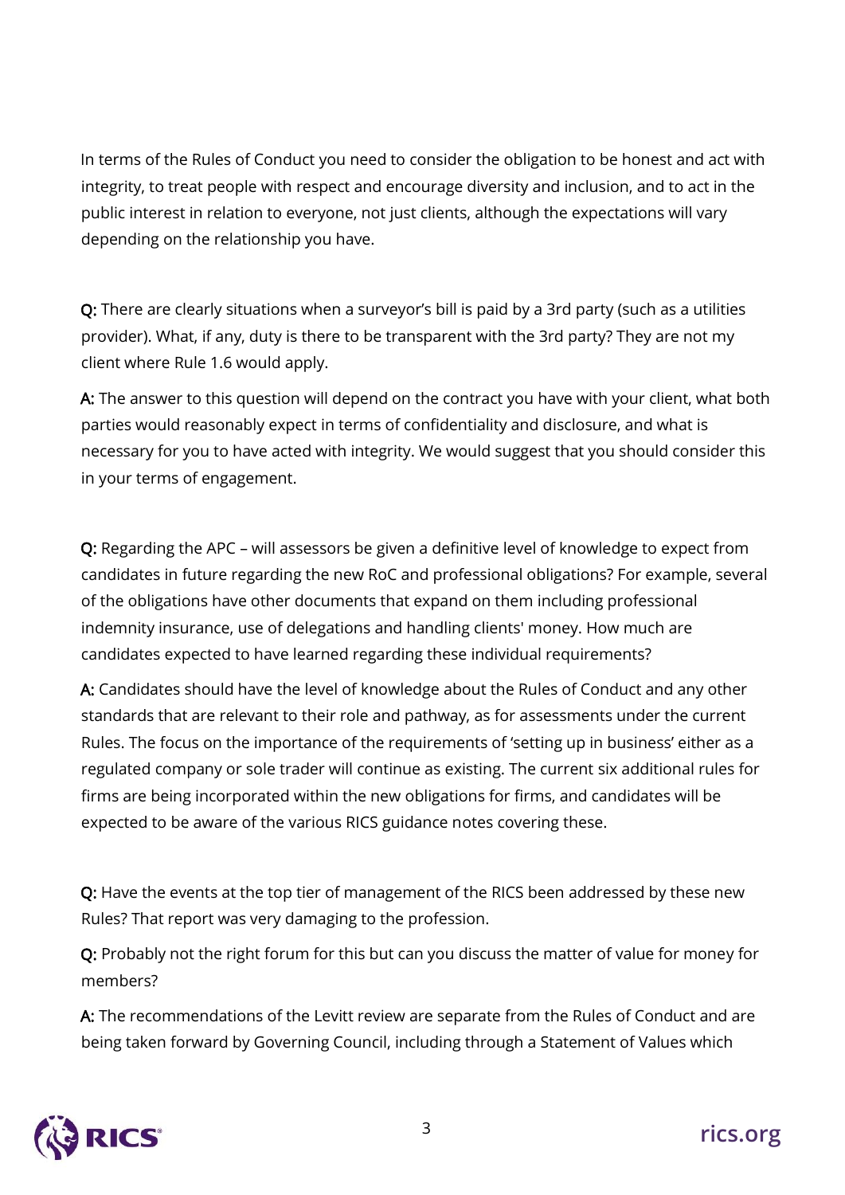In terms of the Rules of Conduct you need to consider the obligation to be honest and act with integrity, to treat people with respect and encourage diversity and inclusion, and to act in the public interest in relation to everyone, not just clients, although the expectations will vary depending on the relationship you have.

**Q:** There are clearly situations when a surveyor's bill is paid by a 3rd party (such as a utilities provider). What, if any, duty is there to be transparent with the 3rd party? They are not my client where Rule 1.6 would apply.

**A:** The answer to this question will depend on the contract you have with your client, what both parties would reasonably expect in terms of confidentiality and disclosure, and what is necessary for you to have acted with integrity. We would suggest that you should consider this in your terms of engagement.

**Q:** Regarding the APC – will assessors be given a definitive level of knowledge to expect from candidates in future regarding the new RoC and professional obligations? For example, several of the obligations have other documents that expand on them including professional indemnity insurance, use of delegations and handling clients' money. How much are candidates expected to have learned regarding these individual requirements?

**A:** Candidates should have the level of knowledge about the Rules of Conduct and any other standards that are relevant to their role and pathway, as for assessments under the current Rules. The focus on the importance of the requirements of 'setting up in business' either as a regulated company or sole trader will continue as existing. The current six additional rules for firms are being incorporated within the new obligations for firms, and candidates will be expected to be aware of the various RICS guidance notes covering these.

**Q:** Have the events at the top tier of management of the RICS been addressed by these new Rules? That report was very damaging to the profession.

**Q:** Probably not the right forum for this but can you discuss the matter of value for money for members?

**A:** The recommendations of the Levitt review are separate from the Rules of Conduct and are being taken forward by Governing Council, including through a Statement of Values which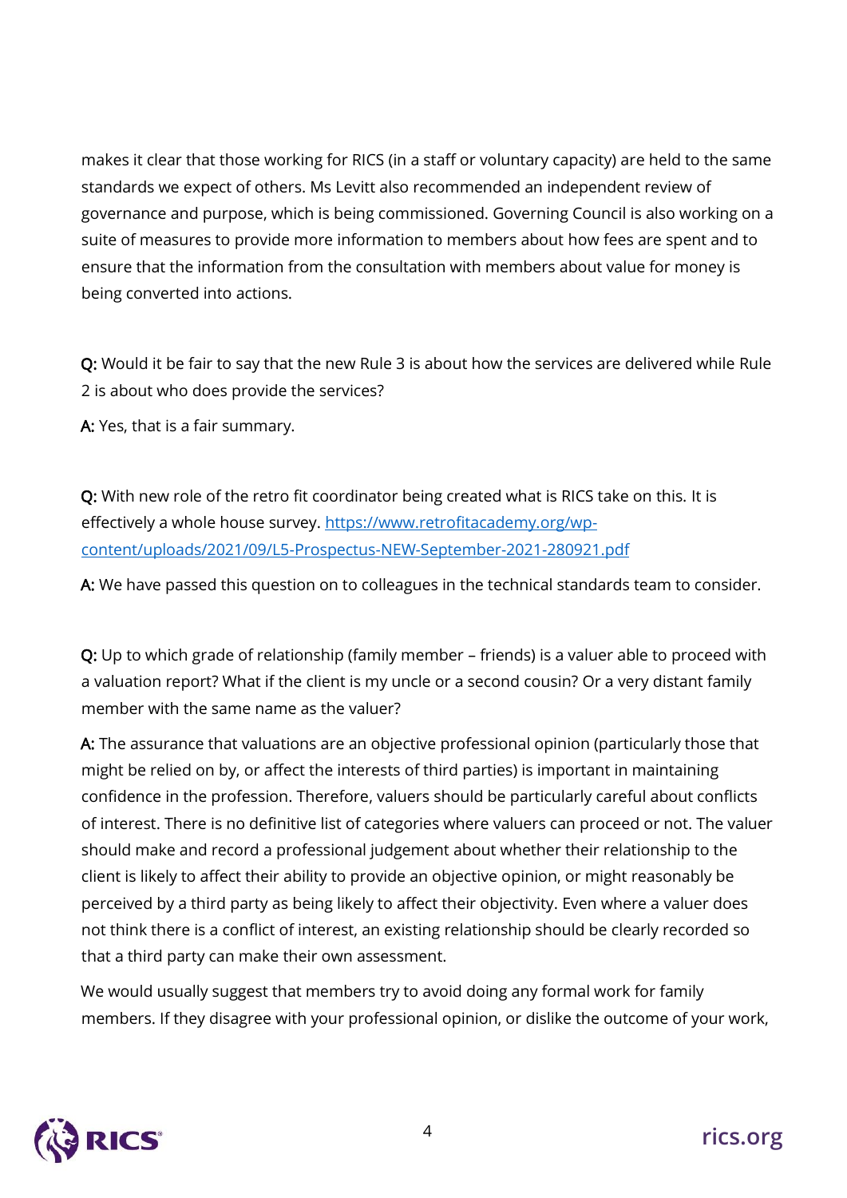makes it clear that those working for RICS (in a staff or voluntary capacity) are held to the same standards we expect of others. Ms Levitt also recommended an independent review of governance and purpose, which is being commissioned. Governing Council is also working on a suite of measures to provide more information to members about how fees are spent and to ensure that the information from the consultation with members about value for money is being converted into actions.

**Q:** Would it be fair to say that the new Rule 3 is about how the services are delivered while Rule 2 is about who does provide the services?

**A:** Yes, that is a fair summary.

**Q:** With new role of the retro fit coordinator being created what is RICS take on this. It is effectively a whole house survey. [https://www.retrofitacademy.org/wp-content/uploads/2021/09/L5-Prospectus-NEW-September-2021-280921.pdf](https://www.retrofitacademy.org/wp-content/uploads/2021/09/L5-Prospectus-NEW-September-2021-280921.pdf)

**A:** We have passed this question on to colleagues in the technical standards team to consider.

**Q:** Up to which grade of relationship (family member – friends) is a valuer able to proceed with a valuation report? What if the client is my uncle or a second cousin? Or a very distant family member with the same name as the valuer?

**A:** The assurance that valuations are an objective professional opinion (particularly those that might be relied on by, or affect the interests of third parties) is important in maintaining confidence in the profession. Therefore, valuers should be particularly careful about conflicts of interest. There is no definitive list of categories where valuers can proceed or not. The valuer should make and record a professional judgement about whether their relationship to the client is likely to affect their ability to provide an objective opinion, or might reasonably be perceived by a third party as being likely to affect their objectivity. Even where a valuer does not think there is a conflict of interest, an existing relationship should be clearly recorded so that a third party can make their own assessment.

We would usually suggest that members try to avoid doing any formal work for family members. If they disagree with your professional opinion, or dislike the outcome of your work,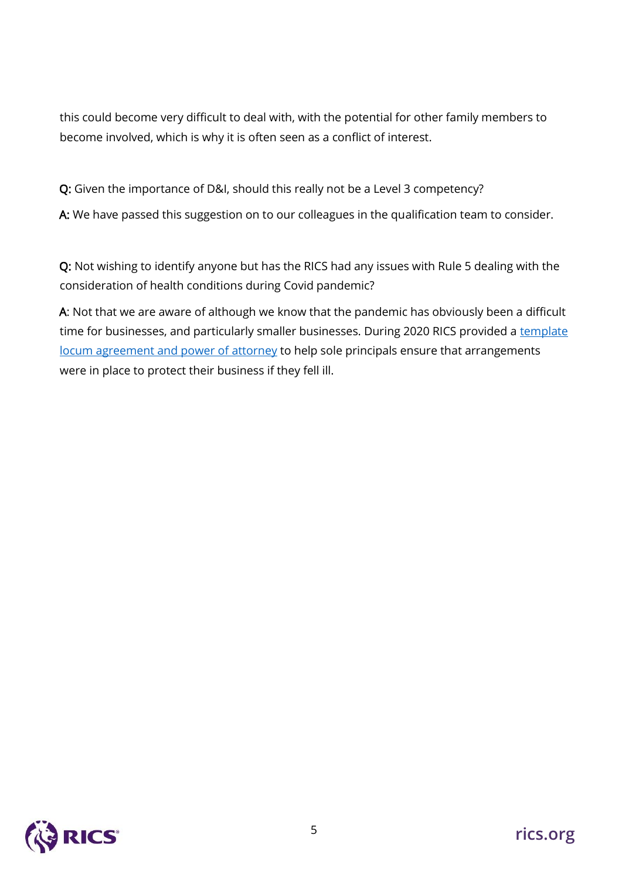this could become very difficult to deal with, with the potential for other family members to become involved, which is why it is often seen as a conflict of interest.

**Q:** Given the importance of D&I, should this really not be a Level 3 competency?

**A:** We have passed this suggestion on to our colleagues in the qualification team to consider.

**Q:** Not wishing to identify anyone but has the RICS had any issues with Rule 5 dealing with the consideration of health conditions during Covid pandemic?

**A**: Not that we are aware of although we know that the pandemic has obviously been a difficult time for businesses, and particularly smaller businesses. During 2020 RICS provided a template locum agreement and power of attorney to help sole principals ensure that arrangements were in place to protect their business if they fell ill.